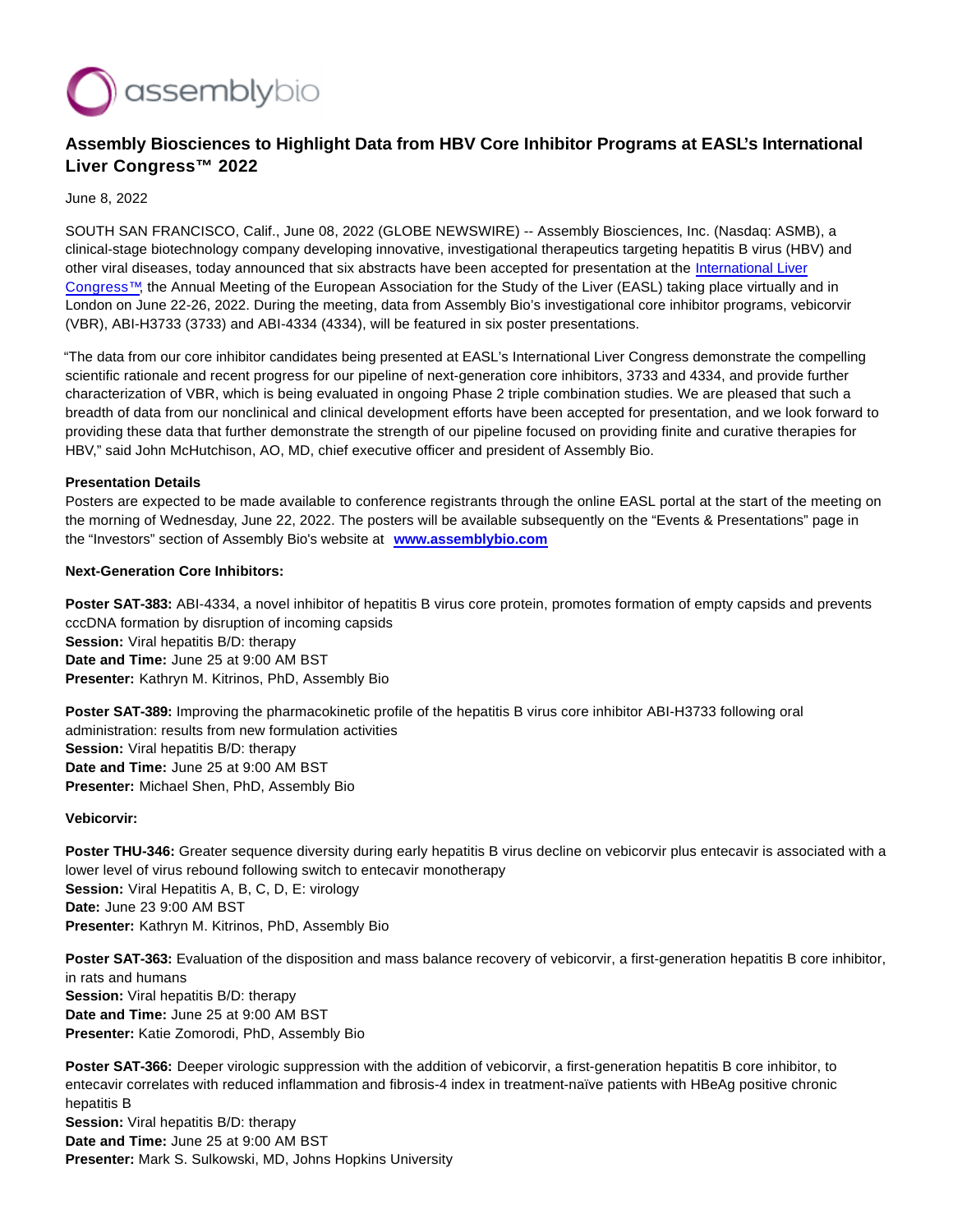# Assembly Biosciences to Highlight Data from HBV Core Inhibitor Programs at EASL's International Liver Congress™ 2022

June 8, 2022

SOUTH SAN FRANCISCO, Calif., June 08, 2022 (GLOBE NEWSWIRE) -- Assembly Biosciences, Inc. (Nasdaq: ASMB), a clinical-stage biotechnology company developing innovative, investigational therapeutics targeting hepatitis B virus (HBV) and other viral diseases, today announced that six abstracts have been accepted for presentation at the International Liver Congress™, the Annual Meeting of the European Association for the Study of the Liver (EASL) taking place virtually and in London on June 22-26, 2022. During the meeting, data from Assembly Bio's investigational core inhibitor programs, vebicorvir (VBR), ABI-H3733 (3733) and ABI-4334 (4334), will be featured in six poster presentations.

"The data from our core inhibitor candidates being presented at EASL's International Liver Congress demonstrate the compelling scientific rationale and recent progress for our pipeline of next-generation core inhibitors, 3733 and 4334, and provide further characterization of VBR, which is being evaluated in ongoing Phase 2 triple combination studies. We are pleased that such a breadth of data from our nonclinical and clinical development efforts have been accepted for presentation, and we look forward to providing these data that further demonstrate the strength of our pipeline focused on providing finite and curative therapies for HBV," said John McHutchison, AO, MD, chief executive officer and president of Assembly Bio.

**Presentation Details**

Posters are expected to be made available to conference registrants through the online EASL portal at the start of the meeting on the morning of Wednesday, June 22, 2022. The posters will be available subsequently on the "Events & Presentations" page in the "Investors" section of Assembly Bio's website at **www.assemblybio.com**

**Next-Generation Core Inhibitors:**

**Poster SAT-383:** ABI-4334, a novel inhibitor of hepatitis B virus core protein, promotes formation of empty capsids and prevents cccDNA formation by disruption of incoming capsids
**Session:** Viral hepatitis B/D: therapy
**Date and Time:** June 25 at 9:00 AM BST
**Presenter:** Kathryn M. Kitrinos, PhD, Assembly Bio

**Poster SAT-389:** Improving the pharmacokinetic profile of the hepatitis B virus core inhibitor ABI-H3733 following oral administration: results from new formulation activities
**Session:** Viral hepatitis B/D: therapy
**Date and Time:** June 25 at 9:00 AM BST
**Presenter:** Michael Shen, PhD, Assembly Bio

**Vebicorvir:**

**Poster THU-346:** Greater sequence diversity during early hepatitis B virus decline on vebicorvir plus entecavir is associated with a lower level of virus rebound following switch to entecavir monotherapy
**Session:** Viral Hepatitis A, B, C, D, E: virology
**Date:** June 23 9:00 AM BST
**Presenter:** Kathryn M. Kitrinos, PhD, Assembly Bio

**Poster SAT-363:** Evaluation of the disposition and mass balance recovery of vebicorvir, a first-generation hepatitis B core inhibitor, in rats and humans
**Session:** Viral hepatitis B/D: therapy
**Date and Time:** June 25 at 9:00 AM BST
**Presenter:** Katie Zomorodi, PhD, Assembly Bio

**Poster SAT-366:** Deeper virologic suppression with the addition of vebicorvir, a first-generation hepatitis B core inhibitor, to entecavir correlates with reduced inflammation and fibrosis-4 index in treatment-naïve patients with HBeAg positive chronic hepatitis B
**Session:** Viral hepatitis B/D: therapy
**Date and Time:** June 25 at 9:00 AM BST
**Presenter:** Mark S. Sulkowski, MD, Johns Hopkins University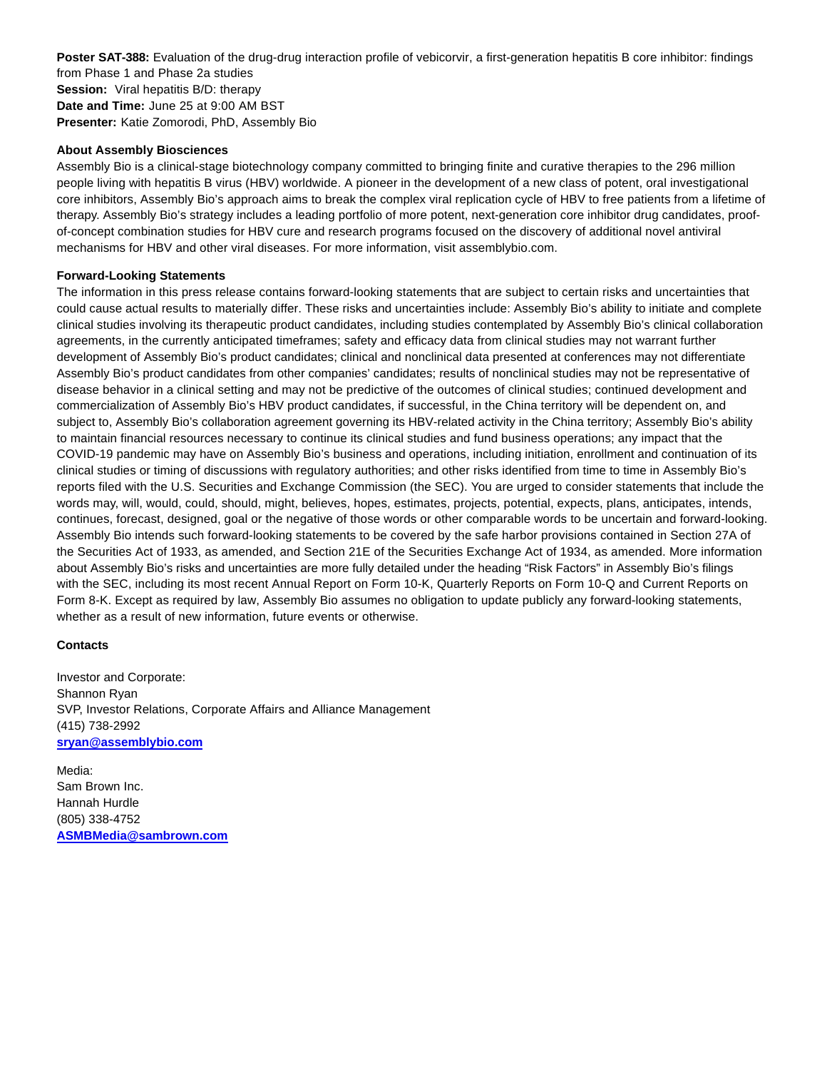**Poster SAT-388:** Evaluation of the drug-drug interaction profile of vebicorvir, a first-generation hepatitis B core inhibitor: findings from Phase 1 and Phase 2a studies
**Session:** Viral hepatitis B/D: therapy
**Date and Time:** June 25 at 9:00 AM BST
**Presenter:** Katie Zomorodi, PhD, Assembly Bio

**About Assembly Biosciences**
Assembly Bio is a clinical-stage biotechnology company committed to bringing finite and curative therapies to the 296 million people living with hepatitis B virus (HBV) worldwide. A pioneer in the development of a new class of potent, oral investigational core inhibitors, Assembly Bio's approach aims to break the complex viral replication cycle of HBV to free patients from a lifetime of therapy. Assembly Bio's strategy includes a leading portfolio of more potent, next-generation core inhibitor drug candidates, proof-of-concept combination studies for HBV cure and research programs focused on the discovery of additional novel antiviral mechanisms for HBV and other viral diseases. For more information, visit assemblybio.com.

**Forward-Looking Statements**
The information in this press release contains forward-looking statements that are subject to certain risks and uncertainties that could cause actual results to materially differ. These risks and uncertainties include: Assembly Bio's ability to initiate and complete clinical studies involving its therapeutic product candidates, including studies contemplated by Assembly Bio's clinical collaboration agreements, in the currently anticipated timeframes; safety and efficacy data from clinical studies may not warrant further development of Assembly Bio's product candidates; clinical and nonclinical data presented at conferences may not differentiate Assembly Bio's product candidates from other companies' candidates; results of nonclinical studies may not be representative of disease behavior in a clinical setting and may not be predictive of the outcomes of clinical studies; continued development and commercialization of Assembly Bio's HBV product candidates, if successful, in the China territory will be dependent on, and subject to, Assembly Bio's collaboration agreement governing its HBV-related activity in the China territory; Assembly Bio's ability to maintain financial resources necessary to continue its clinical studies and fund business operations; any impact that the COVID-19 pandemic may have on Assembly Bio's business and operations, including initiation, enrollment and continuation of its clinical studies or timing of discussions with regulatory authorities; and other risks identified from time to time in Assembly Bio's reports filed with the U.S. Securities and Exchange Commission (the SEC). You are urged to consider statements that include the words may, will, would, could, should, might, believes, hopes, estimates, projects, potential, expects, plans, anticipates, intends, continues, forecast, designed, goal or the negative of those words or other comparable words to be uncertain and forward-looking. Assembly Bio intends such forward-looking statements to be covered by the safe harbor provisions contained in Section 27A of the Securities Act of 1933, as amended, and Section 21E of the Securities Exchange Act of 1934, as amended. More information about Assembly Bio's risks and uncertainties are more fully detailed under the heading "Risk Factors" in Assembly Bio's filings with the SEC, including its most recent Annual Report on Form 10-K, Quarterly Reports on Form 10-Q and Current Reports on Form 8-K. Except as required by law, Assembly Bio assumes no obligation to update publicly any forward-looking statements, whether as a result of new information, future events or otherwise.

**Contacts**

Investor and Corporate:
Shannon Ryan
SVP, Investor Relations, Corporate Affairs and Alliance Management
(415) 738-2992
**sryan@assemblybio.com**

Media:
Sam Brown Inc.
Hannah Hurdle
(805) 338-4752
**ASMBMedia@sambrown.com**